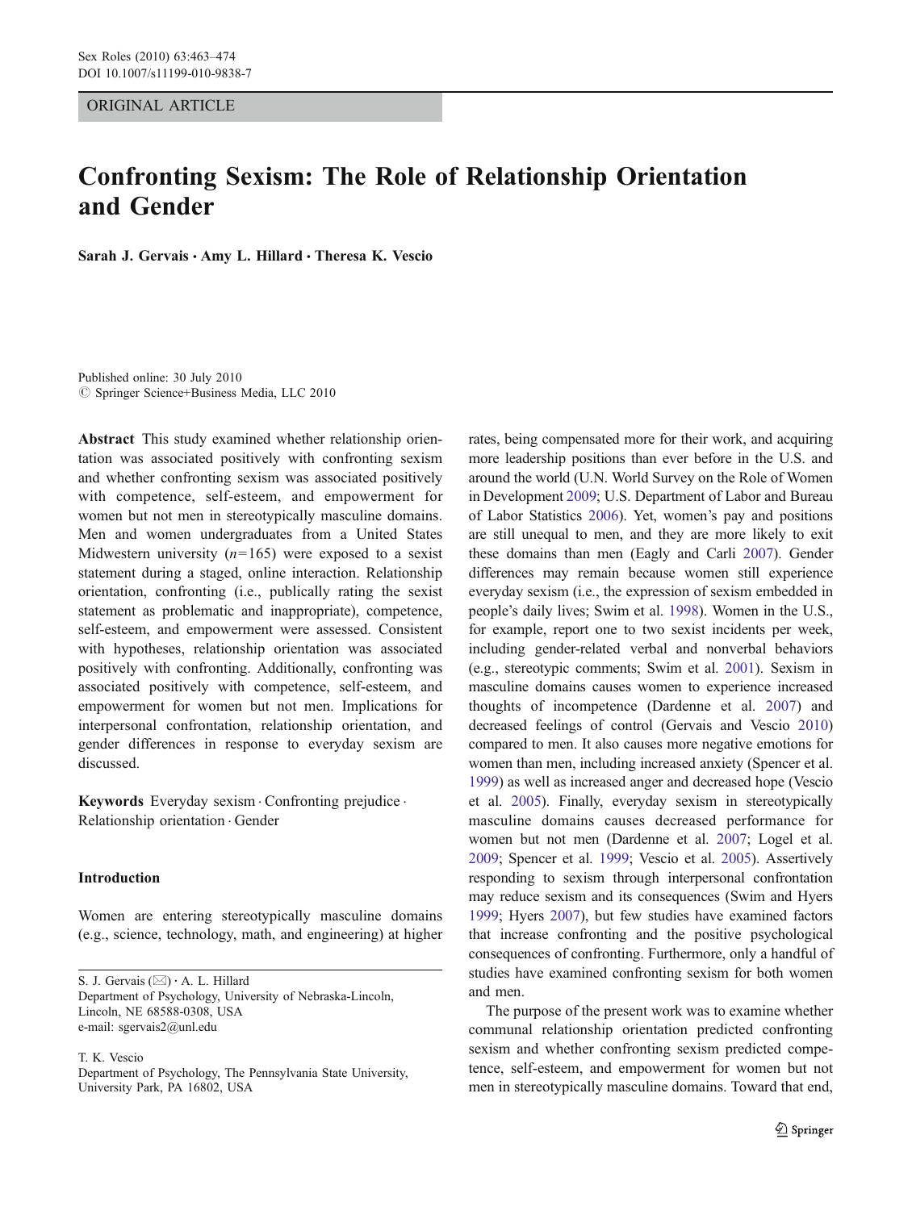ORIGINAL ARTICLE

# Confronting Sexism: The Role of Relationship Orientation and Gender

**Sarah J. Gervais · Amy L. Hillard · Theresa K. Vescio**

Published online: 30 July 2010
© Springer Science+Business Media, LLC 2010

**Abstract** This study examined whether relationship orientation was associated positively with confronting sexism and whether confronting sexism was associated positively with competence, self-esteem, and empowerment for women but not men in stereotypically masculine domains. Men and women undergraduates from a United States Midwestern university ($n=165$) were exposed to a sexist statement during a staged, online interaction. Relationship orientation, confronting (i.e., publically rating the sexist statement as problematic and inappropriate), competence, self-esteem, and empowerment were assessed. Consistent with hypotheses, relationship orientation was associated positively with confronting. Additionally, confronting was associated positively with competence, self-esteem, and empowerment for women but not men. Implications for interpersonal confrontation, relationship orientation, and gender differences in response to everyday sexism are discussed.

**Keywords** Everyday sexism · Confronting prejudice · Relationship orientation · Gender

## Introduction

Women are entering stereotypically masculine domains (e.g., science, technology, math, and engineering) at higher rates, being compensated more for their work, and acquiring more leadership positions than ever before in the U.S. and around the world (U.N. World Survey on the Role of Women in Development 2009; U.S. Department of Labor and Bureau of Labor Statistics 2006). Yet, women's pay and positions are still unequal to men, and they are more likely to exit these domains than men (Eagly and Carli 2007). Gender differences may remain because women still experience everyday sexism (i.e., the expression of sexism embedded in people's daily lives; Swim et al. 1998). Women in the U.S., for example, report one to two sexist incidents per week, including gender-related verbal and nonverbal behaviors (e.g., stereotypic comments; Swim et al. 2001). Sexism in masculine domains causes women to experience increased thoughts of incompetence (Dardenne et al. 2007) and decreased feelings of control (Gervais and Vescio 2010) compared to men. It also causes more negative emotions for women than men, including increased anxiety (Spencer et al. 1999) as well as increased anger and decreased hope (Vescio et al. 2005). Finally, everyday sexism in stereotypically masculine domains causes decreased performance for women but not men (Dardenne et al. 2007; Logel et al. 2009; Spencer et al. 1999; Vescio et al. 2005). Assertively responding to sexism through interpersonal confrontation may reduce sexism and its consequences (Swim and Hyers 1999; Hyers 2007), but few studies have examined factors that increase confronting and the positive psychological consequences of confronting. Furthermore, only a handful of studies have examined confronting sexism for both women and men.

The purpose of the present work was to examine whether communal relationship orientation predicted confronting sexism and whether confronting sexism predicted competence, self-esteem, and empowerment for women but not men in stereotypically masculine domains. Toward that end,

S. J. Gervais (✉) · A. L. Hillard
Department of Psychology, University of Nebraska-Lincoln, Lincoln, NE 68588-0308, USA
e-mail: sgervais2@unl.edu

T. K. Vescio
Department of Psychology, The Pennsylvania State University, University Park, PA 16802, USA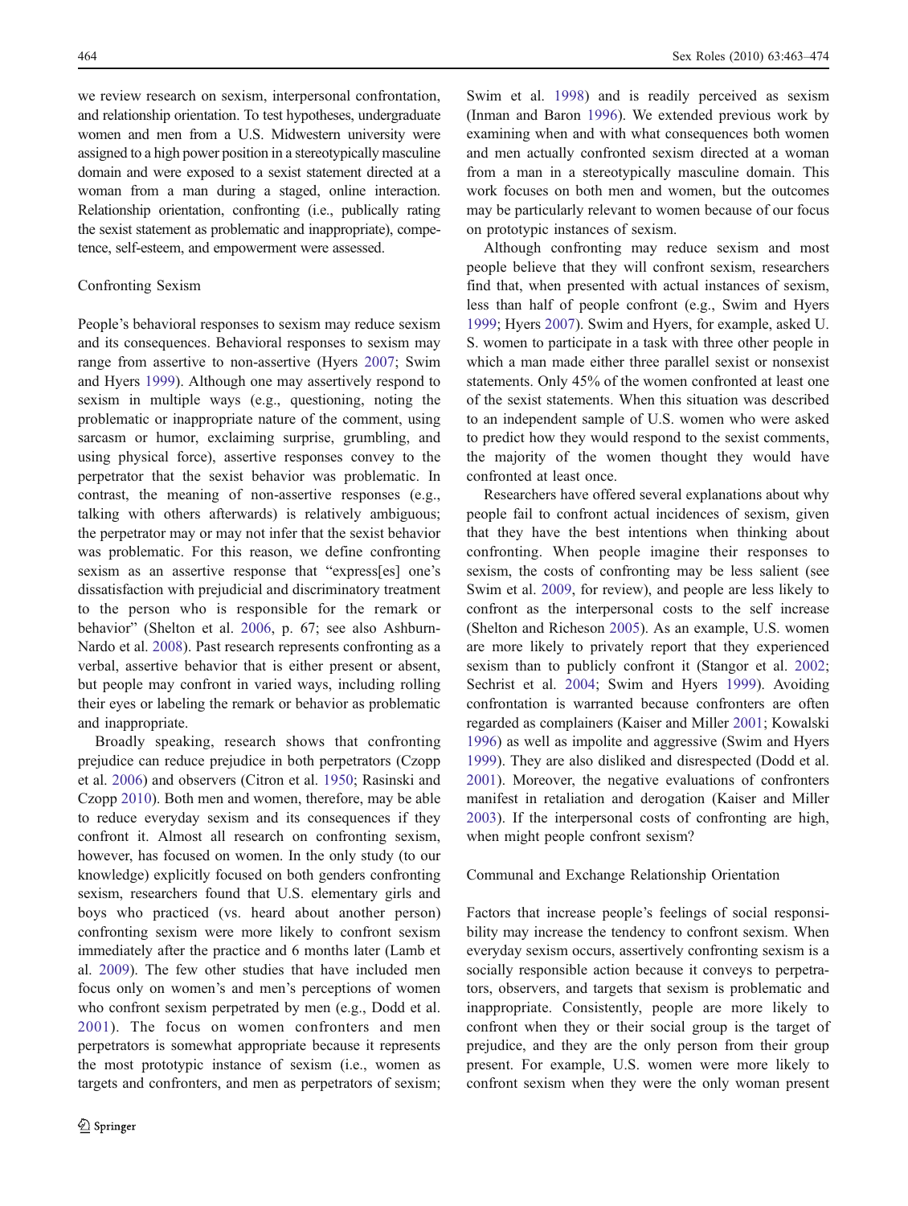we review research on sexism, interpersonal confrontation, and relationship orientation. To test hypotheses, undergraduate women and men from a U.S. Midwestern university were assigned to a high power position in a stereotypically masculine domain and were exposed to a sexist statement directed at a woman from a man during a staged, online interaction. Relationship orientation, confronting (i.e., publically rating the sexist statement as problematic and inappropriate), competence, self-esteem, and empowerment were assessed.

## Confronting Sexism

People's behavioral responses to sexism may reduce sexism and its consequences. Behavioral responses to sexism may range from assertive to non-assertive (Hyers 2007; Swim and Hyers 1999). Although one may assertively respond to sexism in multiple ways (e.g., questioning, noting the problematic or inappropriate nature of the comment, using sarcasm or humor, exclaiming surprise, grumbling, and using physical force), assertive responses convey to the perpetrator that the sexist behavior was problematic. In contrast, the meaning of non-assertive responses (e.g., talking with others afterwards) is relatively ambiguous; the perpetrator may or may not infer that the sexist behavior was problematic. For this reason, we define confronting sexism as an assertive response that "express[es] one's dissatisfaction with prejudicial and discriminatory treatment to the person who is responsible for the remark or behavior" (Shelton et al. 2006, p. 67; see also Ashburn-Nardo et al. 2008). Past research represents confronting as a verbal, assertive behavior that is either present or absent, but people may confront in varied ways, including rolling their eyes or labeling the remark or behavior as problematic and inappropriate.

Broadly speaking, research shows that confronting prejudice can reduce prejudice in both perpetrators (Czopp et al. 2006) and observers (Citron et al. 1950; Rasinski and Czopp 2010). Both men and women, therefore, may be able to reduce everyday sexism and its consequences if they confront it. Almost all research on confronting sexism, however, has focused on women. In the only study (to our knowledge) explicitly focused on both genders confronting sexism, researchers found that U.S. elementary girls and boys who practiced (vs. heard about another person) confronting sexism were more likely to confront sexism immediately after the practice and 6 months later (Lamb et al. 2009). The few other studies that have included men focus only on women's and men's perceptions of women who confront sexism perpetrated by men (e.g., Dodd et al. 2001). The focus on women confronters and men perpetrators is somewhat appropriate because it represents the most prototypic instance of sexism (i.e., women as targets and confronters, and men as perpetrators of sexism; Swim et al. 1998) and is readily perceived as sexism (Inman and Baron 1996). We extended previous work by examining when and with what consequences both women and men actually confronted sexism directed at a woman from a man in a stereotypically masculine domain. This work focuses on both men and women, but the outcomes may be particularly relevant to women because of our focus on prototypic instances of sexism.

Although confronting may reduce sexism and most people believe that they will confront sexism, researchers find that, when presented with actual instances of sexism, less than half of people confront (e.g., Swim and Hyers 1999; Hyers 2007). Swim and Hyers, for example, asked U. S. women to participate in a task with three other people in which a man made either three parallel sexist or nonsexist statements. Only 45% of the women confronted at least one of the sexist statements. When this situation was described to an independent sample of U.S. women who were asked to predict how they would respond to the sexist comments, the majority of the women thought they would have confronted at least once.

Researchers have offered several explanations about why people fail to confront actual incidences of sexism, given that they have the best intentions when thinking about confronting. When people imagine their responses to sexism, the costs of confronting may be less salient (see Swim et al. 2009, for review), and people are less likely to confront as the interpersonal costs to the self increase (Shelton and Richeson 2005). As an example, U.S. women are more likely to privately report that they experienced sexism than to publicly confront it (Stangor et al. 2002; Sechrist et al. 2004; Swim and Hyers 1999). Avoiding confrontation is warranted because confronters are often regarded as complainers (Kaiser and Miller 2001; Kowalski 1996) as well as impolite and aggressive (Swim and Hyers 1999). They are also disliked and disrespected (Dodd et al. 2001). Moreover, the negative evaluations of confronters manifest in retaliation and derogation (Kaiser and Miller 2003). If the interpersonal costs of confronting are high, when might people confront sexism?

## Communal and Exchange Relationship Orientation

Factors that increase people's feelings of social responsibility may increase the tendency to confront sexism. When everyday sexism occurs, assertively confronting sexism is a socially responsible action because it conveys to perpetrators, observers, and targets that sexism is problematic and inappropriate. Consistently, people are more likely to confront when they or their social group is the target of prejudice, and they are the only person from their group present. For example, U.S. women were more likely to confront sexism when they were the only woman present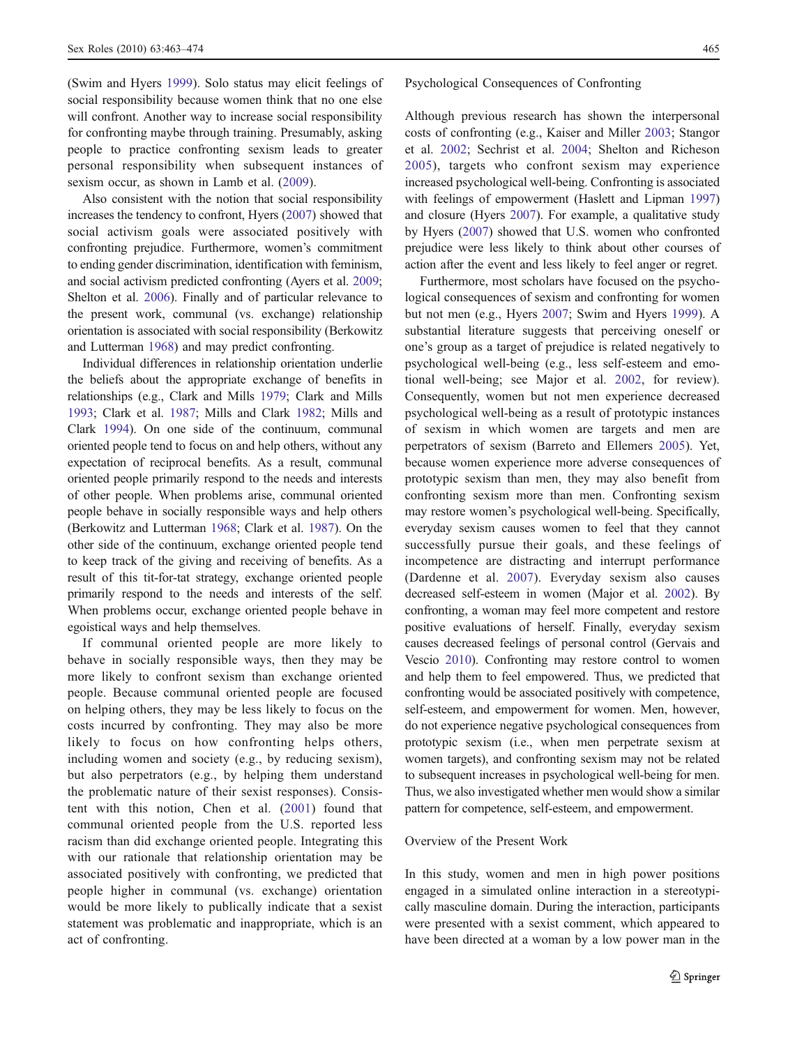(Swim and Hyers 1999). Solo status may elicit feelings of social responsibility because women think that no one else will confront. Another way to increase social responsibility for confronting maybe through training. Presumably, asking people to practice confronting sexism leads to greater personal responsibility when subsequent instances of sexism occur, as shown in Lamb et al. (2009).

Also consistent with the notion that social responsibility increases the tendency to confront, Hyers (2007) showed that social activism goals were associated positively with confronting prejudice. Furthermore, women's commitment to ending gender discrimination, identification with feminism, and social activism predicted confronting (Ayers et al. 2009; Shelton et al. 2006). Finally and of particular relevance to the present work, communal (vs. exchange) relationship orientation is associated with social responsibility (Berkowitz and Lutterman 1968) and may predict confronting.

Individual differences in relationship orientation underlie the beliefs about the appropriate exchange of benefits in relationships (e.g., Clark and Mills 1979; Clark and Mills 1993; Clark et al. 1987; Mills and Clark 1982; Mills and Clark 1994). On one side of the continuum, communal oriented people tend to focus on and help others, without any expectation of reciprocal benefits. As a result, communal oriented people primarily respond to the needs and interests of other people. When problems arise, communal oriented people behave in socially responsible ways and help others (Berkowitz and Lutterman 1968; Clark et al. 1987). On the other side of the continuum, exchange oriented people tend to keep track of the giving and receiving of benefits. As a result of this tit-for-tat strategy, exchange oriented people primarily respond to the needs and interests of the self. When problems occur, exchange oriented people behave in egoistical ways and help themselves.

If communal oriented people are more likely to behave in socially responsible ways, then they may be more likely to confront sexism than exchange oriented people. Because communal oriented people are focused on helping others, they may be less likely to focus on the costs incurred by confronting. They may also be more likely to focus on how confronting helps others, including women and society (e.g., by reducing sexism), but also perpetrators (e.g., by helping them understand the problematic nature of their sexist responses). Consistent with this notion, Chen et al. (2001) found that communal oriented people from the U.S. reported less racism than did exchange oriented people. Integrating this with our rationale that relationship orientation may be associated positively with confronting, we predicted that people higher in communal (vs. exchange) orientation would be more likely to publically indicate that a sexist statement was problematic and inappropriate, which is an act of confronting.

## Psychological Consequences of Confronting

Although previous research has shown the interpersonal costs of confronting (e.g., Kaiser and Miller 2003; Stangor et al. 2002; Sechrist et al. 2004; Shelton and Richeson 2005), targets who confront sexism may experience increased psychological well-being. Confronting is associated with feelings of empowerment (Haslett and Lipman 1997) and closure (Hyers 2007). For example, a qualitative study by Hyers (2007) showed that U.S. women who confronted prejudice were less likely to think about other courses of action after the event and less likely to feel anger or regret.

Furthermore, most scholars have focused on the psychological consequences of sexism and confronting for women but not men (e.g., Hyers 2007; Swim and Hyers 1999). A substantial literature suggests that perceiving oneself or one's group as a target of prejudice is related negatively to psychological well-being (e.g., less self-esteem and emotional well-being; see Major et al. 2002, for review). Consequently, women but not men experience decreased psychological well-being as a result of prototypic instances of sexism in which women are targets and men are perpetrators of sexism (Barreto and Ellemers 2005). Yet, because women experience more adverse consequences of prototypic sexism than men, they may also benefit from confronting sexism more than men. Confronting sexism may restore women's psychological well-being. Specifically, everyday sexism causes women to feel that they cannot successfully pursue their goals, and these feelings of incompetence are distracting and interrupt performance (Dardenne et al. 2007). Everyday sexism also causes decreased self-esteem in women (Major et al. 2002). By confronting, a woman may feel more competent and restore positive evaluations of herself. Finally, everyday sexism causes decreased feelings of personal control (Gervais and Vescio 2010). Confronting may restore control to women and help them to feel empowered. Thus, we predicted that confronting would be associated positively with competence, self-esteem, and empowerment for women. Men, however, do not experience negative psychological consequences from prototypic sexism (i.e., when men perpetrate sexism at women targets), and confronting sexism may not be related to subsequent increases in psychological well-being for men. Thus, we also investigated whether men would show a similar pattern for competence, self-esteem, and empowerment.

## Overview of the Present Work

In this study, women and men in high power positions engaged in a simulated online interaction in a stereotypically masculine domain. During the interaction, participants were presented with a sexist comment, which appeared to have been directed at a woman by a low power man in the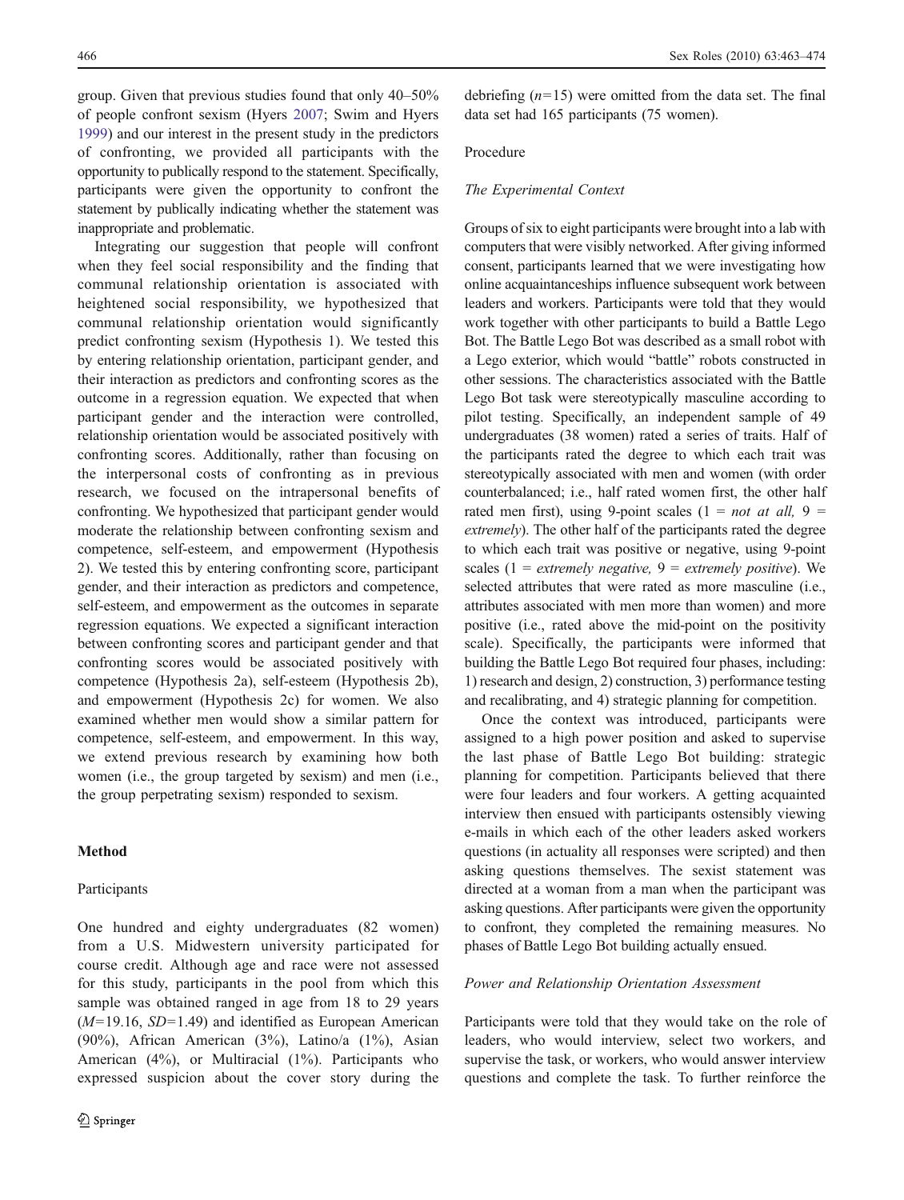group. Given that previous studies found that only 40–50% of people confront sexism (Hyers 2007; Swim and Hyers 1999) and our interest in the present study in the predictors of confronting, we provided all participants with the opportunity to publically respond to the statement. Specifically, participants were given the opportunity to confront the statement by publically indicating whether the statement was inappropriate and problematic.

Integrating our suggestion that people will confront when they feel social responsibility and the finding that communal relationship orientation is associated with heightened social responsibility, we hypothesized that communal relationship orientation would significantly predict confronting sexism (Hypothesis 1). We tested this by entering relationship orientation, participant gender, and their interaction as predictors and confronting scores as the outcome in a regression equation. We expected that when participant gender and the interaction were controlled, relationship orientation would be associated positively with confronting scores. Additionally, rather than focusing on the interpersonal costs of confronting as in previous research, we focused on the intrapersonal benefits of confronting. We hypothesized that participant gender would moderate the relationship between confronting sexism and competence, self-esteem, and empowerment (Hypothesis 2). We tested this by entering confronting score, participant gender, and their interaction as predictors and competence, self-esteem, and empowerment as the outcomes in separate regression equations. We expected a significant interaction between confronting scores and participant gender and that confronting scores would be associated positively with competence (Hypothesis 2a), self-esteem (Hypothesis 2b), and empowerment (Hypothesis 2c) for women. We also examined whether men would show a similar pattern for competence, self-esteem, and empowerment. In this way, we extend previous research by examining how both women (i.e., the group targeted by sexism) and men (i.e., the group perpetrating sexism) responded to sexism.

## Method

### Participants

One hundred and eighty undergraduates (82 women) from a U.S. Midwestern university participated for course credit. Although age and race were not assessed for this study, participants in the pool from which this sample was obtained ranged in age from 18 to 29 years ($M$=19.16, $SD$=1.49) and identified as European American (90%), African American (3%), Latino/a (1%), Asian American (4%), or Multiracial (1%). Participants who expressed suspicion about the cover story during the debriefing ($n$=15) were omitted from the data set. The final data set had 165 participants (75 women).

### Procedure

#### *The Experimental Context*

Groups of six to eight participants were brought into a lab with computers that were visibly networked. After giving informed consent, participants learned that we were investigating how online acquaintanceships influence subsequent work between leaders and workers. Participants were told that they would work together with other participants to build a Battle Lego Bot. The Battle Lego Bot was described as a small robot with a Lego exterior, which would "battle" robots constructed in other sessions. The characteristics associated with the Battle Lego Bot task were stereotypically masculine according to pilot testing. Specifically, an independent sample of 49 undergraduates (38 women) rated a series of traits. Half of the participants rated the degree to which each trait was stereotypically associated with men and women (with order counterbalanced; i.e., half rated women first, the other half rated men first), using 9-point scales (1 = *not at all,* 9 = *extremely*). The other half of the participants rated the degree to which each trait was positive or negative, using 9-point scales (1 = *extremely negative,* 9 = *extremely positive*). We selected attributes that were rated as more masculine (i.e., attributes associated with men more than women) and more positive (i.e., rated above the mid-point on the positivity scale). Specifically, the participants were informed that building the Battle Lego Bot required four phases, including: 1) research and design, 2) construction, 3) performance testing and recalibrating, and 4) strategic planning for competition.

Once the context was introduced, participants were assigned to a high power position and asked to supervise the last phase of Battle Lego Bot building: strategic planning for competition. Participants believed that there were four leaders and four workers. A getting acquainted interview then ensued with participants ostensibly viewing e-mails in which each of the other leaders asked workers questions (in actuality all responses were scripted) and then asking questions themselves. The sexist statement was directed at a woman from a man when the participant was asking questions. After participants were given the opportunity to confront, they completed the remaining measures. No phases of Battle Lego Bot building actually ensued.

#### *Power and Relationship Orientation Assessment*

Participants were told that they would take on the role of leaders, who would interview, select two workers, and supervise the task, or workers, who would answer interview questions and complete the task. To further reinforce the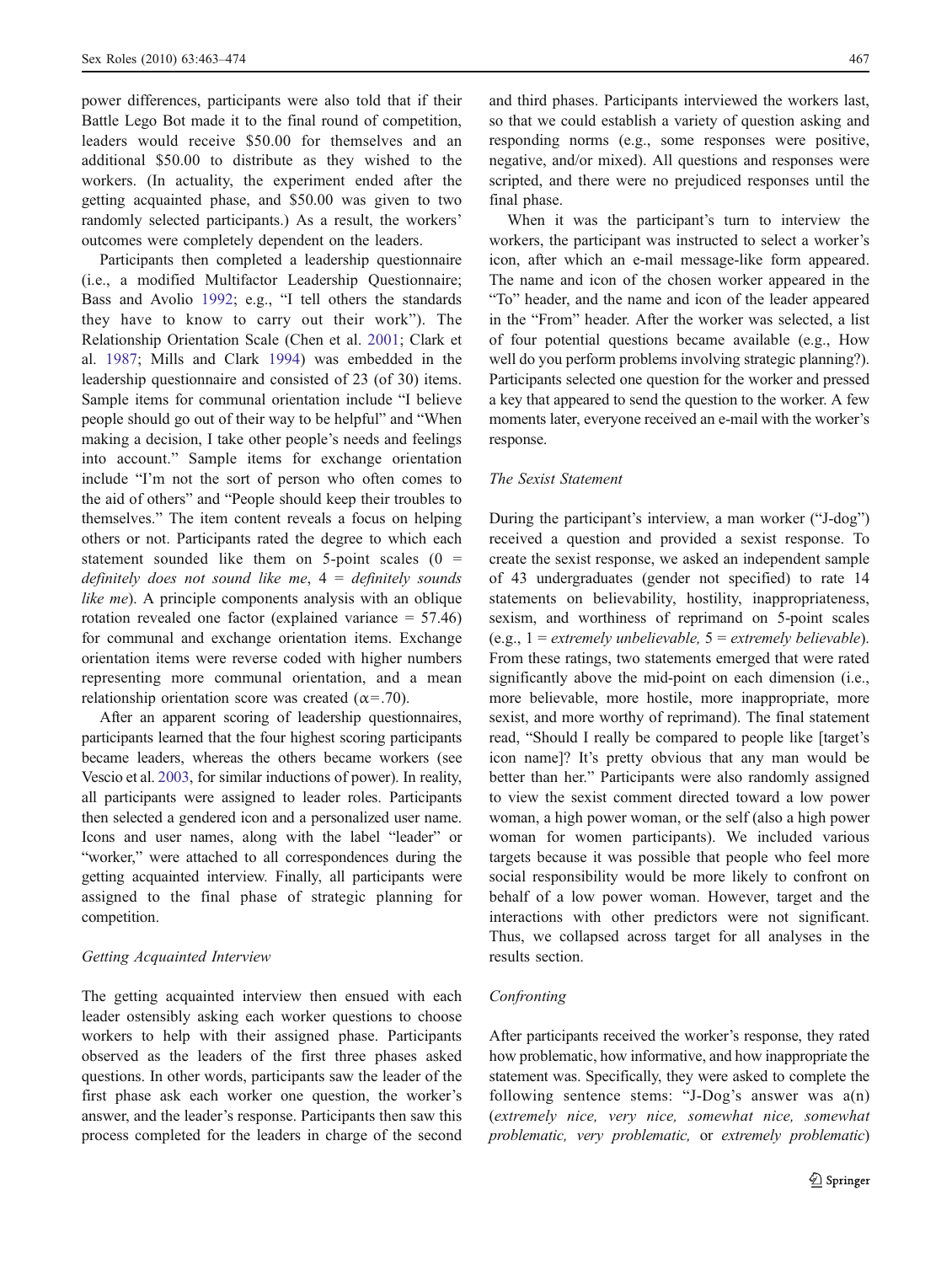power differences, participants were also told that if their Battle Lego Bot made it to the final round of competition, leaders would receive $50.00 for themselves and an additional $50.00 to distribute as they wished to the workers. (In actuality, the experiment ended after the getting acquainted phase, and $50.00 was given to two randomly selected participants.) As a result, the workers' outcomes were completely dependent on the leaders.

Participants then completed a leadership questionnaire (i.e., a modified Multifactor Leadership Questionnaire; Bass and Avolio 1992; e.g., "I tell others the standards they have to know to carry out their work"). The Relationship Orientation Scale (Chen et al. 2001; Clark et al. 1987; Mills and Clark 1994) was embedded in the leadership questionnaire and consisted of 23 (of 30) items. Sample items for communal orientation include "I believe people should go out of their way to be helpful" and "When making a decision, I take other people's needs and feelings into account." Sample items for exchange orientation include "I'm not the sort of person who often comes to the aid of others" and "People should keep their troubles to themselves." The item content reveals a focus on helping others or not. Participants rated the degree to which each statement sounded like them on 5-point scales (0 = *definitely does not sound like me*, 4 = *definitely sounds like me*). A principle components analysis with an oblique rotation revealed one factor (explained variance = 57.46) for communal and exchange orientation items. Exchange orientation items were reverse coded with higher numbers representing more communal orientation, and a mean relationship orientation score was created ($\alpha = .70$).

After an apparent scoring of leadership questionnaires, participants learned that the four highest scoring participants became leaders, whereas the others became workers (see Vescio et al. 2003, for similar inductions of power). In reality, all participants were assigned to leader roles. Participants then selected a gendered icon and a personalized user name. Icons and user names, along with the label "leader" or "worker," were attached to all correspondences during the getting acquainted interview. Finally, all participants were assigned to the final phase of strategic planning for competition.

### Getting Acquainted Interview

The getting acquainted interview then ensued with each leader ostensibly asking each worker questions to choose workers to help with their assigned phase. Participants observed as the leaders of the first three phases asked questions. In other words, participants saw the leader of the first phase ask each worker one question, the worker's answer, and the leader's response. Participants then saw this process completed for the leaders in charge of the second and third phases. Participants interviewed the workers last, so that we could establish a variety of question asking and responding norms (e.g., some responses were positive, negative, and/or mixed). All questions and responses were scripted, and there were no prejudiced responses until the final phase.

When it was the participant's turn to interview the workers, the participant was instructed to select a worker's icon, after which an e-mail message-like form appeared. The name and icon of the chosen worker appeared in the "To" header, and the name and icon of the leader appeared in the "From" header. After the worker was selected, a list of four potential questions became available (e.g., How well do you perform problems involving strategic planning?). Participants selected one question for the worker and pressed a key that appeared to send the question to the worker. A few moments later, everyone received an e-mail with the worker's response.

### The Sexist Statement

During the participant's interview, a man worker ("J-dog") received a question and provided a sexist response. To create the sexist response, we asked an independent sample of 43 undergraduates (gender not specified) to rate 14 statements on believability, hostility, inappropriateness, sexism, and worthiness of reprimand on 5-point scales (e.g., 1 = *extremely unbelievable,* 5 = *extremely believable*). From these ratings, two statements emerged that were rated significantly above the mid-point on each dimension (i.e., more believable, more hostile, more inappropriate, more sexist, and more worthy of reprimand). The final statement read, "Should I really be compared to people like [target's icon name]? It's pretty obvious that any man would be better than her." Participants were also randomly assigned to view the sexist comment directed toward a low power woman, a high power woman, or the self (also a high power woman for women participants). We included various targets because it was possible that people who feel more social responsibility would be more likely to confront on behalf of a low power woman. However, target and the interactions with other predictors were not significant. Thus, we collapsed across target for all analyses in the results section.

### Confronting

After participants received the worker's response, they rated how problematic, how informative, and how inappropriate the statement was. Specifically, they were asked to complete the following sentence stems: "J-Dog's answer was a(n) (*extremely nice, very nice, somewhat nice, somewhat problematic, very problematic,* or *extremely problematic*)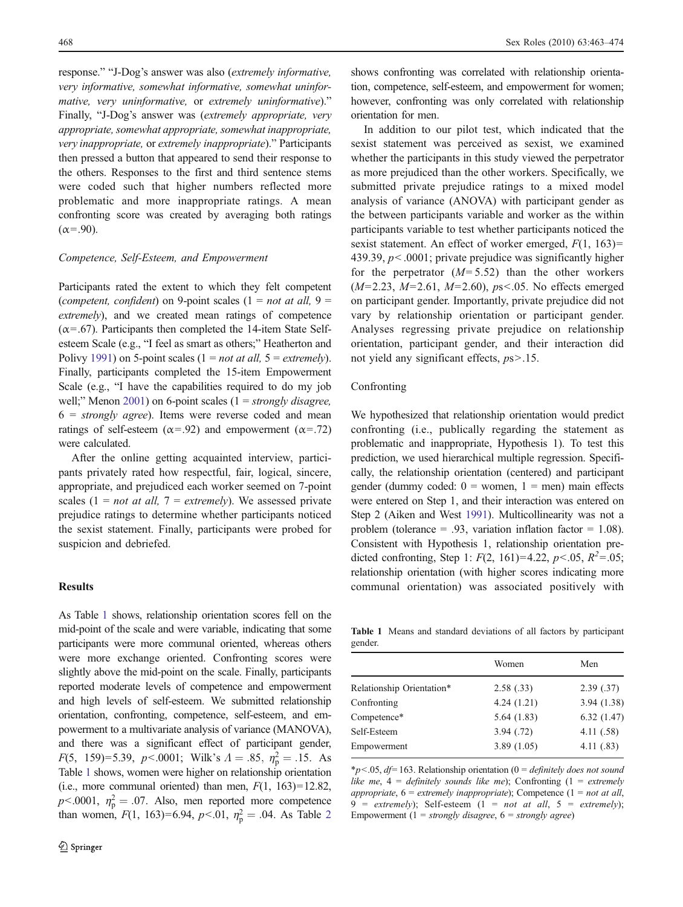response." "J-Dog's answer was also (*extremely informative, very informative, somewhat informative, somewhat uninformative, very uninformative,* or *extremely uninformative*)." Finally, "J-Dog's answer was (*extremely appropriate, very appropriate, somewhat appropriate, somewhat inappropriate, very inappropriate,* or *extremely inappropriate*)." Participants then pressed a button that appeared to send their response to the others. Responses to the first and third sentence stems were coded such that higher numbers reflected more problematic and more inappropriate ratings. A mean confronting score was created by averaging both ratings ($\alpha$=.90).

### Competence, Self-Esteem, and Empowerment

Participants rated the extent to which they felt competent (*competent, confident*) on 9-point scales (1 = *not at all,* 9 = *extremely*), and we created mean ratings of competence ($\alpha$=.67). Participants then completed the 14-item State Self-esteem Scale (e.g., "I feel as smart as others;" Heatherton and Polivy 1991) on 5-point scales (1 = *not at all,* 5 = *extremely*). Finally, participants completed the 15-item Empowerment Scale (e.g., "I have the capabilities required to do my job well;" Menon 2001) on 6-point scales (1 = *strongly disagree,* 6 = *strongly agree*). Items were reverse coded and mean ratings of self-esteem ($\alpha$=.92) and empowerment ($\alpha$=.72) were calculated.

After the online getting acquainted interview, participants privately rated how respectful, fair, logical, sincere, appropriate, and prejudiced each worker seemed on 7-point scales (1 = *not at all,* 7 = *extremely*). We assessed private prejudice ratings to determine whether participants noticed the sexist statement. Finally, participants were probed for suspicion and debriefed.

## Results

As Table 1 shows, relationship orientation scores fell on the mid-point of the scale and were variable, indicating that some participants were more communal oriented, whereas others were more exchange oriented. Confronting scores were slightly above the mid-point on the scale. Finally, participants reported moderate levels of competence and empowerment and high levels of self-esteem. We submitted relationship orientation, confronting, competence, self-esteem, and empowerment to a multivariate analysis of variance (MANOVA), and there was a significant effect of participant gender, $F(5,\ 159)=5.39$, $p<.0001$; Wilk's $\Lambda = .85$, $\eta_p^2 = .15$. As Table 1 shows, women were higher on relationship orientation (i.e., more communal oriented) than men, $F(1,\ 163)=12.82$, $p<.0001$, $\eta_p^2 = .07$. Also, men reported more competence than women, $F(1,\ 163)=6.94$, $p<.01$, $\eta_p^2 = .04$. As Table 2 shows confronting was correlated with relationship orientation, competence, self-esteem, and empowerment for women; however, confronting was only correlated with relationship orientation for men.

In addition to our pilot test, which indicated that the sexist statement was perceived as sexist, we examined whether the participants in this study viewed the perpetrator as more prejudiced than the other workers. Specifically, we submitted private prejudice ratings to a mixed model analysis of variance (ANOVA) with participant gender as the between participants variable and worker as the within participants variable to test whether participants noticed the sexist statement. An effect of worker emerged, $F(1,\ 163)=439.39$, $p<.0001$; private prejudice was significantly higher for the perpetrator ($M=5.52$) than the other workers ($M=2.23$, $M=2.61$, $M=2.60$), $ps<.05$. No effects emerged on participant gender. Importantly, private prejudice did not vary by relationship orientation or participant gender. Analyses regressing private prejudice on relationship orientation, participant gender, and their interaction did not yield any significant effects, $ps>.15$.

### Confronting

We hypothesized that relationship orientation would predict confronting (i.e., publically regarding the statement as problematic and inappropriate, Hypothesis 1). To test this prediction, we used hierarchical multiple regression. Specifically, the relationship orientation (centered) and participant gender (dummy coded: 0 = women, 1 = men) main effects were entered on Step 1, and their interaction was entered on Step 2 (Aiken and West 1991). Multicollinearity was not a problem (tolerance = .93, variation inflation factor = 1.08). Consistent with Hypothesis 1, relationship orientation predicted confronting, Step 1: $F(2,\ 161)=4.22$, $p<.05$, $R^2=.05$; relationship orientation (with higher scores indicating more communal orientation) was associated positively with

**Table 1** Means and standard deviations of all factors by participant gender.

| | Women | Men |
|---|---|---|
| Relationship Orientation* | 2.58 (.33) | 2.39 (.37) |
| Confronting | 4.24 (1.21) | 3.94 (1.38) |
| Competence* | 5.64 (1.83) | 6.32 (1.47) |
| Self-Esteem | 3.94 (.72) | 4.11 (.58) |
| Empowerment | 3.89 (1.05) | 4.11 (.83) |

*$p<.05$, $df=163$. Relationship orientation (0 = *definitely does not sound like me*, 4 = *definitely sounds like me*); Confronting (1 = *extremely appropriate*, 6 = *extremely inappropriate*); Competence (1 = *not at all*, 9 = *extremely*); Self-esteem (1 = *not at all*, 5 = *extremely*); Empowerment (1 = *strongly disagree*, 6 = *strongly agree*)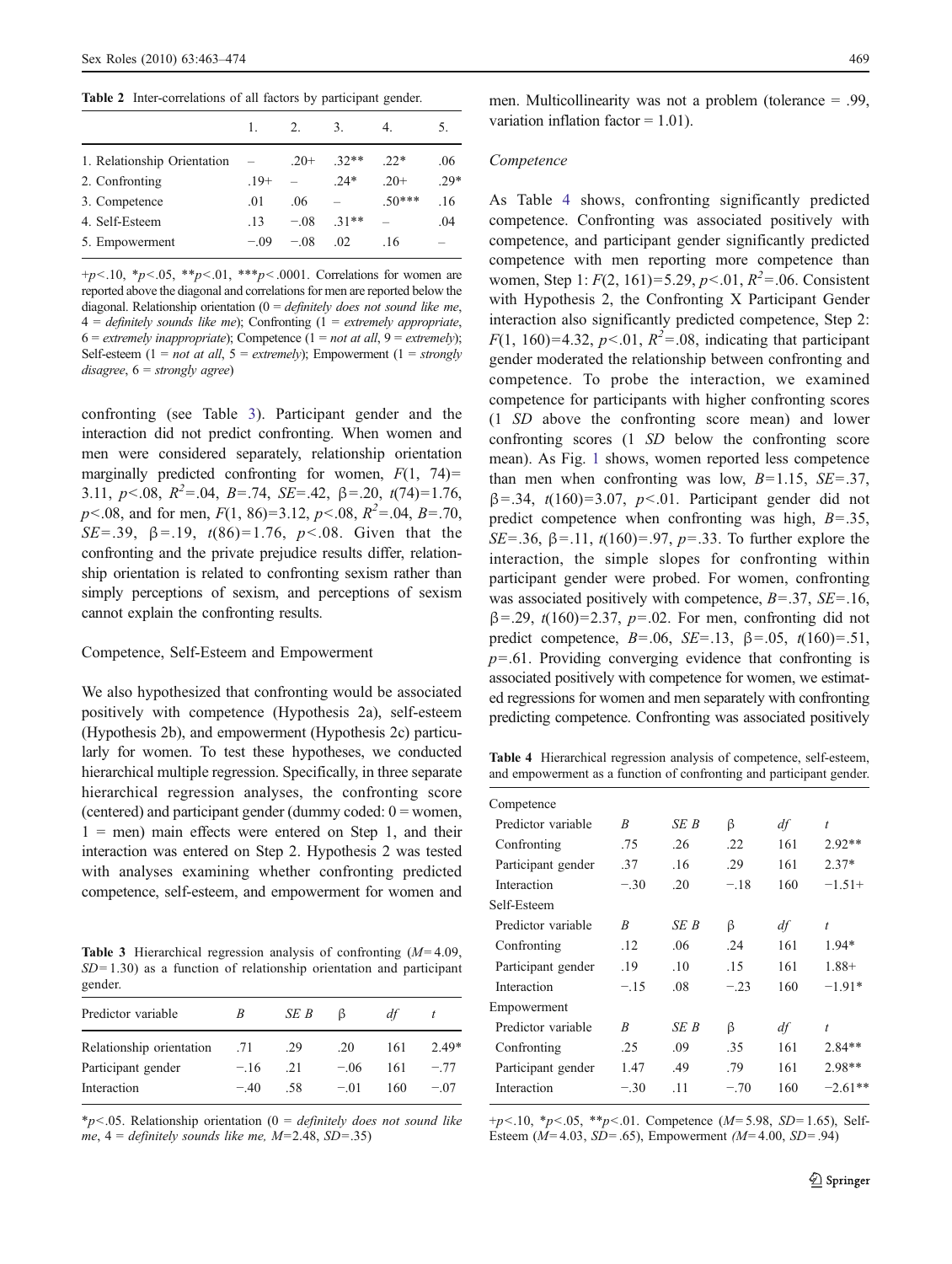**Table 2** Inter-correlations of all factors by participant gender.

| | 1. | 2. | 3. | 4. | 5. |
|---|---|---|---|---|---|
| 1. Relationship Orientation | – | .20+ | .32** | .22* | .06 |
| 2. Confronting | .19+ | – | .24* | .20+ | .29* |
| 3. Competence | .01 | .06 | – | .50*** | .16 |
| 4. Self-Esteem | .13 | −.08 | .31** | – | .04 |
| 5. Empowerment | −.09 | −.08 | .02 | .16 | – |

+$p<.10$, *$p<.05$, **$p<.01$, ***$p<.0001$. Correlations for women are reported above the diagonal and correlations for men are reported below the diagonal. Relationship orientation (0 = *definitely does not sound like me*, 4 = *definitely sounds like me*); Confronting (1 = *extremely appropriate*, 6 = *extremely inappropriate*); Competence (1 = *not at all*, 9 = *extremely*); Self-esteem (1 = *not at all*, 5 = *extremely*); Empowerment (1 = *strongly disagree*, 6 = *strongly agree*)

confronting (see Table 3). Participant gender and the interaction did not predict confronting. When women and men were considered separately, relationship orientation marginally predicted confronting for women, $F(1, 74)=3.11$, $p<.08$, $R^2=.04$, $B=.74$, $SE=.42$, $\beta=.20$, $t(74)=1.76$, $p<.08$, and for men, $F(1, 86)=3.12$, $p<.08$, $R^2=.04$, $B=.70$, $SE=.39$, $\beta=.19$, $t(86)=1.76$, $p<.08$. Given that the confronting and the private prejudice results differ, relationship orientation is related to confronting sexism rather than simply perceptions of sexism, and perceptions of sexism cannot explain the confronting results.

## Competence, Self-Esteem and Empowerment

We also hypothesized that confronting would be associated positively with competence (Hypothesis 2a), self-esteem (Hypothesis 2b), and empowerment (Hypothesis 2c) particularly for women. To test these hypotheses, we conducted hierarchical multiple regression. Specifically, in three separate hierarchical regression analyses, the confronting score (centered) and participant gender (dummy coded: 0 = women, 1 = men) main effects were entered on Step 1, and their interaction was entered on Step 2. Hypothesis 2 was tested with analyses examining whether confronting predicted competence, self-esteem, and empowerment for women and men. Multicollinearity was not a problem (tolerance = .99, variation inflation factor = 1.01).

**Table 3** Hierarchical regression analysis of confronting ($M=4.09$, $SD=1.30$) as a function of relationship orientation and participant gender.

| Predictor variable | $B$ | $SE\ B$ | $\beta$ | $df$ | $t$ |
|---|---|---|---|---|---|
| Relationship orientation | .71 | .29 | .20 | 161 | 2.49* |
| Participant gender | −.16 | .21 | −.06 | 161 | −.77 |
| Interaction | −.40 | .58 | −.01 | 160 | −.07 |

*$p<.05$. Relationship orientation (0 = *definitely does not sound like me*, 4 = *definitely sounds like me*, $M=2.48$, $SD=.35$)

### *Competence*

As Table 4 shows, confronting significantly predicted competence. Confronting was associated positively with competence, and participant gender significantly predicted competence with men reporting more competence than women, Step 1: $F(2, 161)=5.29$, $p<.01$, $R^2=.06$. Consistent with Hypothesis 2, the Confronting X Participant Gender interaction also significantly predicted competence, Step 2: $F(1, 160)=4.32$, $p<.01$, $R^2=.08$, indicating that participant gender moderated the relationship between confronting and competence. To probe the interaction, we examined competence for participants with higher confronting scores (1 *SD* above the confronting score mean) and lower confronting scores (1 *SD* below the confronting score mean). As Fig. 1 shows, women reported less competence than men when confronting was low, $B=1.15$, $SE=.37$, $\beta=.34$, $t(160)=3.07$, $p<.01$. Participant gender did not predict competence when confronting was high, $B=.35$, $SE=.36$, $\beta=.11$, $t(160)=.97$, $p=.33$. To further explore the interaction, the simple slopes for confronting within participant gender were probed. For women, confronting was associated positively with competence, $B=.37$, $SE=.16$, $\beta=.29$, $t(160)=2.37$, $p=.02$. For men, confronting did not predict competence, $B=.06$, $SE=.13$, $\beta=.05$, $t(160)=.51$, $p=.61$. Providing converging evidence that confronting is associated positively with competence for women, we estimated regressions for women and men separately with confronting predicting competence. Confronting was associated positively

**Table 4** Hierarchical regression analysis of competence, self-esteem, and empowerment as a function of confronting and participant gender.

| Competence | | | | | |
|---|---|---|---|---|---|
| Predictor variable | $B$ | $SE\ B$ | $\beta$ | $df$ | $t$ |
| Confronting | .75 | .26 | .22 | 161 | 2.92** |
| Participant gender | .37 | .16 | .29 | 161 | 2.37* |
| Interaction | −.30 | .20 | −.18 | 160 | −1.51+ |
| **Self-Esteem** | | | | | |
| Predictor variable | $B$ | $SE\ B$ | $\beta$ | $df$ | $t$ |
| Confronting | .12 | .06 | .24 | 161 | 1.94* |
| Participant gender | .19 | .10 | .15 | 161 | 1.88+ |
| Interaction | −.15 | .08 | −.23 | 160 | −1.91* |
| **Empowerment** | | | | | |
| Predictor variable | $B$ | $SE\ B$ | $\beta$ | $df$ | $t$ |
| Confronting | .25 | .09 | .35 | 161 | 2.84** |
| Participant gender | 1.47 | .49 | .79 | 161 | 2.98** |
| Interaction | −.30 | .11 | −.70 | 160 | −2.61** |

+$p<.10$, *$p<.05$, **$p<.01$. Competence ($M=5.98$, $SD=1.65$), Self-Esteem ($M=4.03$, $SD=.65$), Empowerment ($M=4.00$, $SD=.94$)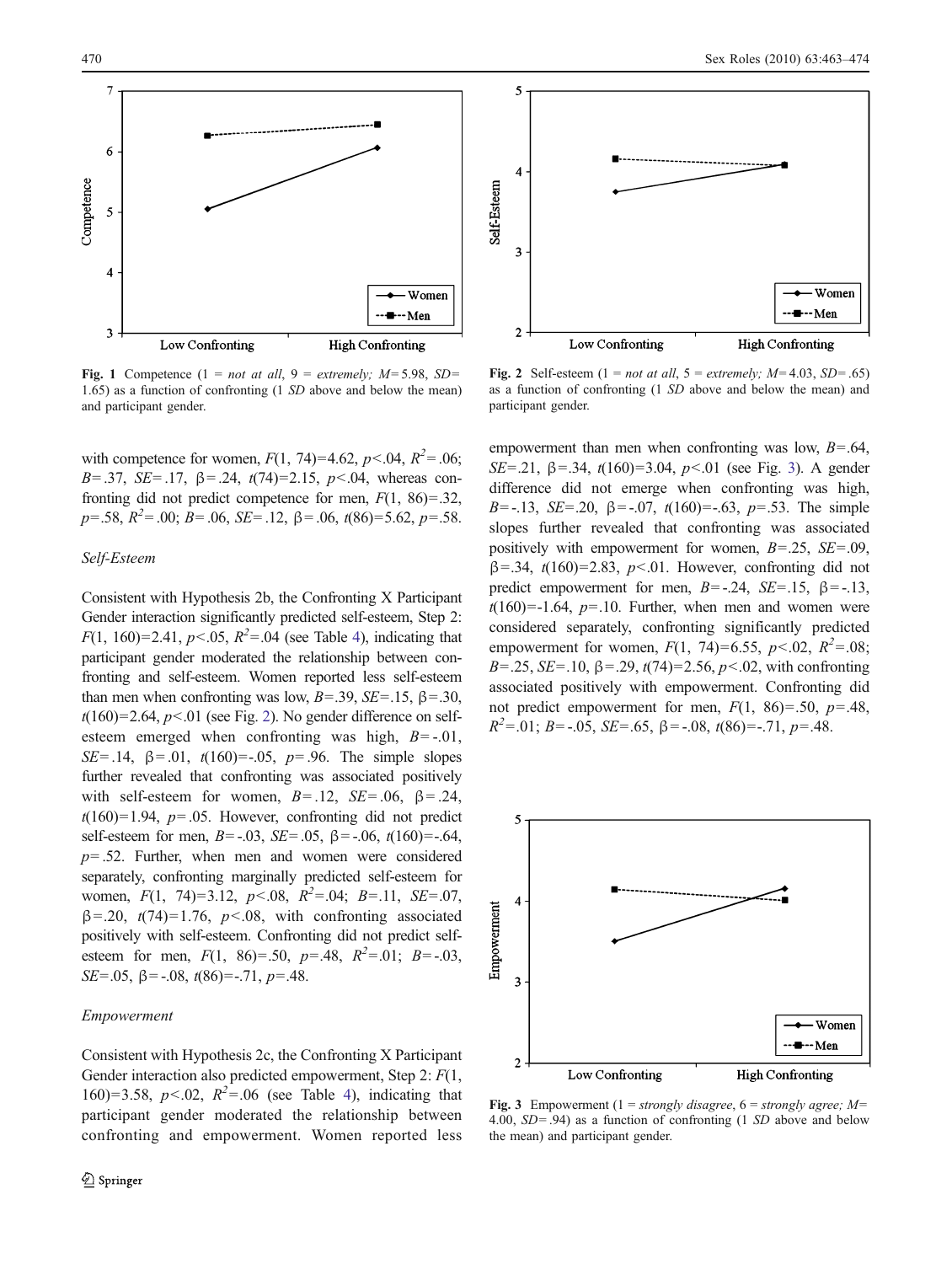Fig. 1 Competence (1 = *not at all*, 9 = *extremely; M*= 5.98, *SD*= 1.65) as a function of confronting (1 *SD* above and below the mean) and participant gender.

Fig. 2 Self-esteem (1 = *not at all*, 5 = *extremely; M*= 4.03, *SD*= .65) as a function of confronting (1 *SD* above and below the mean) and participant gender.

with competence for women, $F(1, 74)=4.62$, $p<.04$, $R^2=.06$; $B=.37$, $SE=.17$, $\beta=.24$, $t(74)=2.15$, $p<.04$, whereas confronting did not predict competence for men, $F(1, 86)=.32$, $p=.58$, $R^2=.00$; $B=.06$, $SE=.12$, $\beta=.06$, $t(86)=5.62$, $p=.58$.

### *Self-Esteem*

Consistent with Hypothesis 2b, the Confronting X Participant Gender interaction significantly predicted self-esteem, Step 2: $F(1, 160)=2.41$, $p<.05$, $R^2=.04$ (see Table 4), indicating that participant gender moderated the relationship between confronting and self-esteem. Women reported less self-esteem than men when confronting was low, $B=.39$, $SE=.15$, $\beta=.30$, $t(160)=2.64$, $p<.01$ (see Fig. 2). No gender difference on self-esteem emerged when confronting was high, $B=-.01$, $SE=.14$, $\beta=.01$, $t(160)=-.05$, $p=.96$. The simple slopes further revealed that confronting was associated positively with self-esteem for women, $B=.12$, $SE=.06$, $\beta=.24$, $t(160)=1.94$, $p=.05$. However, confronting did not predict self-esteem for men, $B=-.03$, $SE=.05$, $\beta=-.06$, $t(160)=-.64$, $p=.52$. Further, when men and women were considered separately, confronting marginally predicted self-esteem for women, $F(1, 74)=3.12$, $p<.08$, $R^2=.04$; $B=.11$, $SE=.07$, $\beta=.20$, $t(74)=1.76$, $p<.08$, with confronting associated positively with self-esteem. Confronting did not predict self-esteem for men, $F(1, 86)=.50$, $p=.48$, $R^2=.01$; $B=-.03$, $SE=.05$, $\beta=-.08$, $t(86)=-.71$, $p=.48$.

### *Empowerment*

Consistent with Hypothesis 2c, the Confronting X Participant Gender interaction also predicted empowerment, Step 2: $F(1, 160)=3.58$, $p<.02$, $R^2=.06$ (see Table 4), indicating that participant gender moderated the relationship between confronting and empowerment. Women reported less empowerment than men when confronting was low, $B=.64$, $SE=.21$, $\beta=.34$, $t(160)=3.04$, $p<.01$ (see Fig. 3). A gender difference did not emerge when confronting was high, $B=-.13$, $SE=.20$, $\beta=-.07$, $t(160)=-.63$, $p=.53$. The simple slopes further revealed that confronting was associated positively with empowerment for women, $B=.25$, $SE=.09$, $\beta=.34$, $t(160)=2.83$, $p<.01$. However, confronting did not predict empowerment for men, $B=-.24$, $SE=.15$, $\beta=-.13$, $t(160)=-1.64$, $p=.10$. Further, when men and women were considered separately, confronting significantly predicted empowerment for women, $F(1, 74)=6.55$, $p<.02$, $R^2=.08$; $B=.25$, $SE=.10$, $\beta=.29$, $t(74)=2.56$, $p<.02$, with confronting associated positively with empowerment. Confronting did not predict empowerment for men, $F(1, 86)=.50$, $p=.48$, $R^2=.01$; $B=-.05$, $SE=.65$, $\beta=-.08$, $t(86)=-.71$, $p=.48$.

Fig. 3 Empowerment (1 = *strongly disagree*, 6 = *strongly agree; M*= 4.00, *SD*= .94) as a function of confronting (1 *SD* above and below the mean) and participant gender.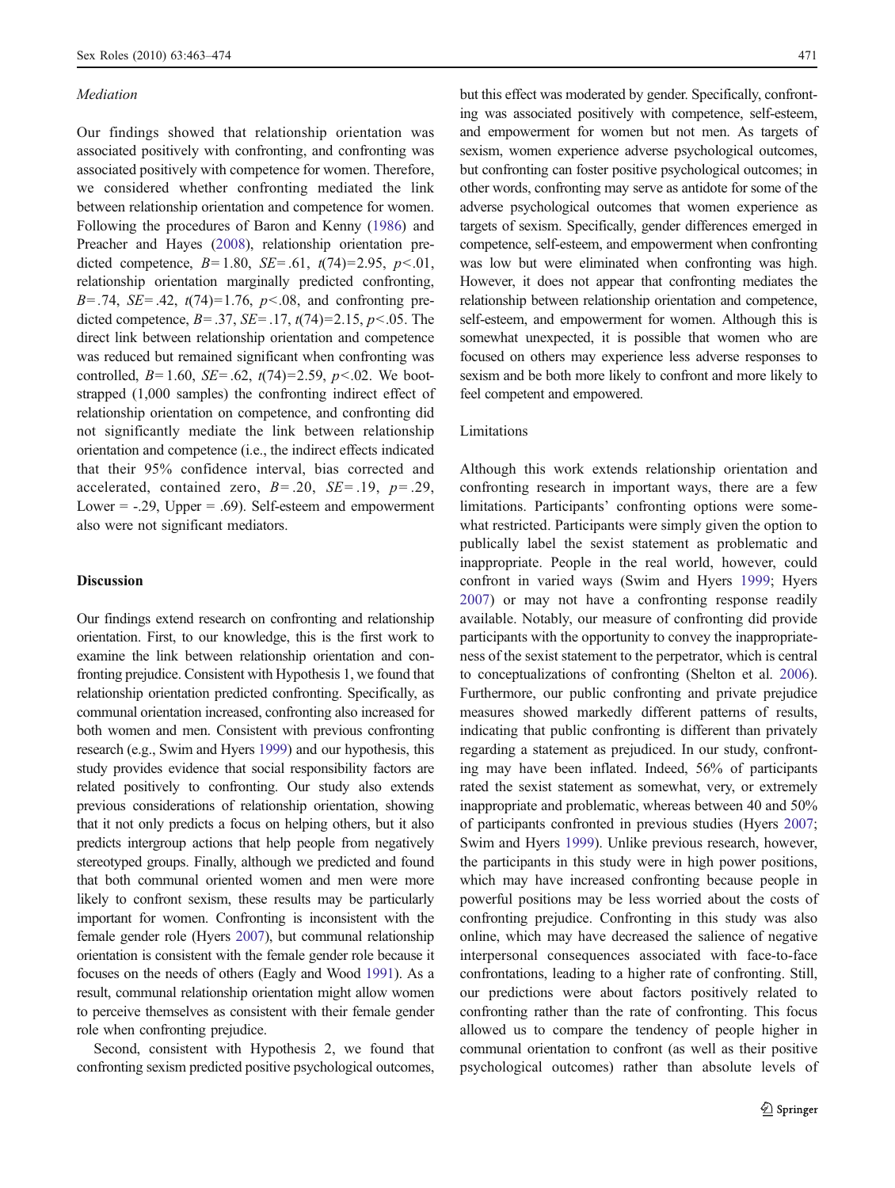*Mediation*

Our findings showed that relationship orientation was associated positively with confronting, and confronting was associated positively with competence for women. Therefore, we considered whether confronting mediated the link between relationship orientation and competence for women. Following the procedures of Baron and Kenny (1986) and Preacher and Hayes (2008), relationship orientation predicted competence, $B = 1.80$, $SE = .61$, $t(74) = 2.95$, $p < .01$, relationship orientation marginally predicted confronting, $B = .74$, $SE = .42$, $t(74) = 1.76$, $p < .08$, and confronting predicted competence, $B = .37$, $SE = .17$, $t(74) = 2.15$, $p < .05$. The direct link between relationship orientation and competence was reduced but remained significant when confronting was controlled, $B = 1.60$, $SE = .62$, $t(74) = 2.59$, $p < .02$. We bootstrapped (1,000 samples) the confronting indirect effect of relationship orientation on competence, and confronting did not significantly mediate the link between relationship orientation and competence (i.e., the indirect effects indicated that their 95% confidence interval, bias corrected and accelerated, contained zero, $B = .20$, $SE = .19$, $p = .29$, Lower = -.29, Upper = .69). Self-esteem and empowerment also were not significant mediators.

## Discussion

Our findings extend research on confronting and relationship orientation. First, to our knowledge, this is the first work to examine the link between relationship orientation and confronting prejudice. Consistent with Hypothesis 1, we found that relationship orientation predicted confronting. Specifically, as communal orientation increased, confronting also increased for both women and men. Consistent with previous confronting research (e.g., Swim and Hyers 1999) and our hypothesis, this study provides evidence that social responsibility factors are related positively to confronting. Our study also extends previous considerations of relationship orientation, showing that it not only predicts a focus on helping others, but it also predicts intergroup actions that help people from negatively stereotyped groups. Finally, although we predicted and found that both communal oriented women and men were more likely to confront sexism, these results may be particularly important for women. Confronting is inconsistent with the female gender role (Hyers 2007), but communal relationship orientation is consistent with the female gender role because it focuses on the needs of others (Eagly and Wood 1991). As a result, communal relationship orientation might allow women to perceive themselves as consistent with their female gender role when confronting prejudice.

Second, consistent with Hypothesis 2, we found that confronting sexism predicted positive psychological outcomes, but this effect was moderated by gender. Specifically, confronting was associated positively with competence, self-esteem, and empowerment for women but not men. As targets of sexism, women experience adverse psychological outcomes, but confronting can foster positive psychological outcomes; in other words, confronting may serve as antidote for some of the adverse psychological outcomes that women experience as targets of sexism. Specifically, gender differences emerged in competence, self-esteem, and empowerment when confronting was low but were eliminated when confronting was high. However, it does not appear that confronting mediates the relationship between relationship orientation and competence, self-esteem, and empowerment for women. Although this is somewhat unexpected, it is possible that women who are focused on others may experience less adverse responses to sexism and be both more likely to confront and more likely to feel competent and empowered.

### Limitations

Although this work extends relationship orientation and confronting research in important ways, there are a few limitations. Participants' confronting options were somewhat restricted. Participants were simply given the option to publically label the sexist statement as problematic and inappropriate. People in the real world, however, could confront in varied ways (Swim and Hyers 1999; Hyers 2007) or may not have a confronting response readily available. Notably, our measure of confronting did provide participants with the opportunity to convey the inappropriateness of the sexist statement to the perpetrator, which is central to conceptualizations of confronting (Shelton et al. 2006). Furthermore, our public confronting and private prejudice measures showed markedly different patterns of results, indicating that public confronting is different than privately regarding a statement as prejudiced. In our study, confronting may have been inflated. Indeed, 56% of participants rated the sexist statement as somewhat, very, or extremely inappropriate and problematic, whereas between 40 and 50% of participants confronted in previous studies (Hyers 2007; Swim and Hyers 1999). Unlike previous research, however, the participants in this study were in high power positions, which may have increased confronting because people in powerful positions may be less worried about the costs of confronting prejudice. Confronting in this study was also online, which may have decreased the salience of negative interpersonal consequences associated with face-to-face confrontations, leading to a higher rate of confronting. Still, our predictions were about factors positively related to confronting rather than the rate of confronting. This focus allowed us to compare the tendency of people higher in communal orientation to confront (as well as their positive psychological outcomes) rather than absolute levels of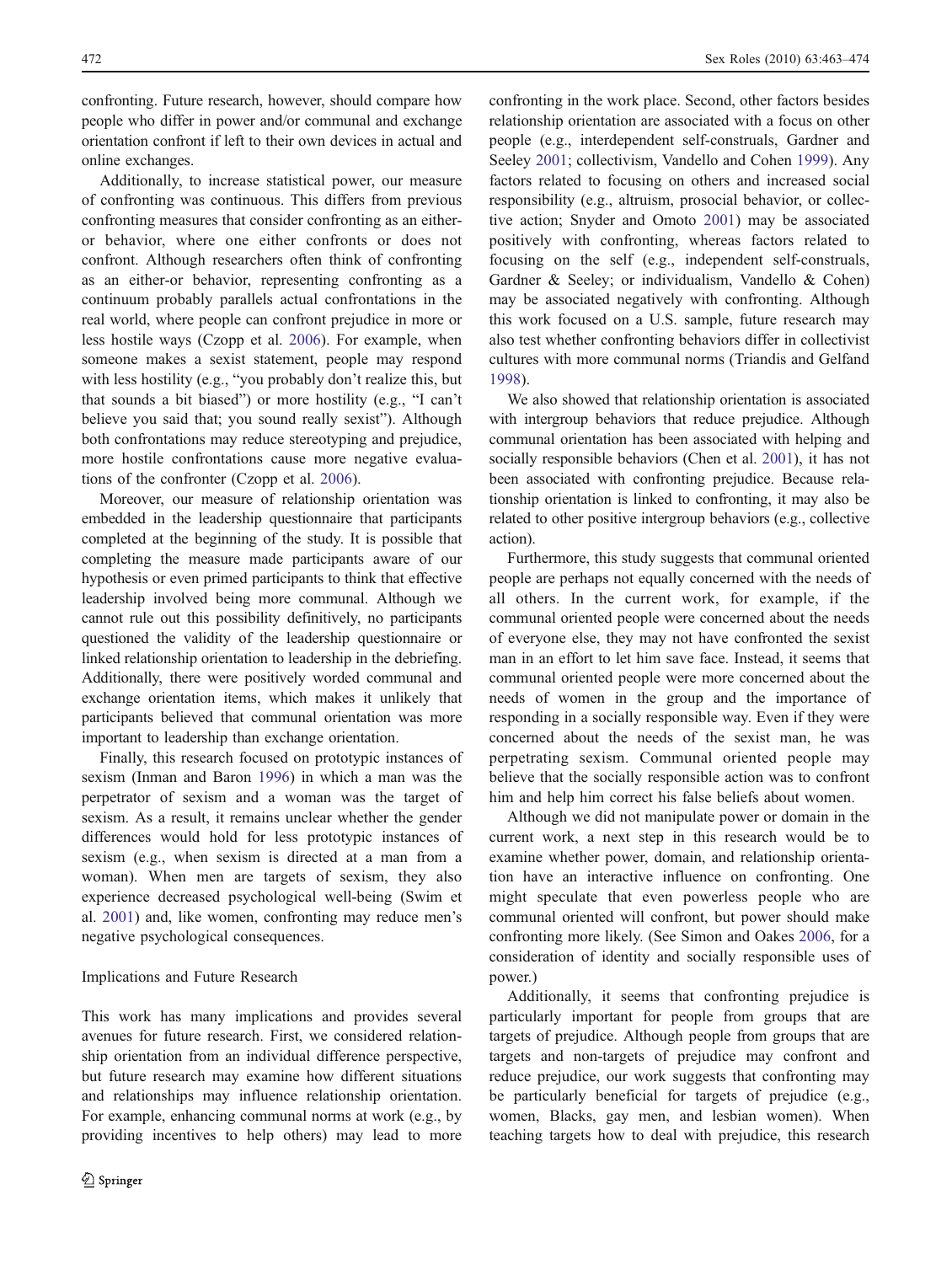confronting. Future research, however, should compare how people who differ in power and/or communal and exchange orientation confront if left to their own devices in actual and online exchanges.

Additionally, to increase statistical power, our measure of confronting was continuous. This differs from previous confronting measures that consider confronting as an either-or behavior, where one either confronts or does not confront. Although researchers often think of confronting as an either-or behavior, representing confronting as a continuum probably parallels actual confrontations in the real world, where people can confront prejudice in more or less hostile ways (Czopp et al. 2006). For example, when someone makes a sexist statement, people may respond with less hostility (e.g., "you probably don't realize this, but that sounds a bit biased") or more hostility (e.g., "I can't believe you said that; you sound really sexist"). Although both confrontations may reduce stereotyping and prejudice, more hostile confrontations cause more negative evaluations of the confronter (Czopp et al. 2006).

Moreover, our measure of relationship orientation was embedded in the leadership questionnaire that participants completed at the beginning of the study. It is possible that completing the measure made participants aware of our hypothesis or even primed participants to think that effective leadership involved being more communal. Although we cannot rule out this possibility definitively, no participants questioned the validity of the leadership questionnaire or linked relationship orientation to leadership in the debriefing. Additionally, there were positively worded communal and exchange orientation items, which makes it unlikely that participants believed that communal orientation was more important to leadership than exchange orientation.

Finally, this research focused on prototypic instances of sexism (Inman and Baron 1996) in which a man was the perpetrator of sexism and a woman was the target of sexism. As a result, it remains unclear whether the gender differences would hold for less prototypic instances of sexism (e.g., when sexism is directed at a man from a woman). When men are targets of sexism, they also experience decreased psychological well-being (Swim et al. 2001) and, like women, confronting may reduce men's negative psychological consequences.

### Implications and Future Research

This work has many implications and provides several avenues for future research. First, we considered relationship orientation from an individual difference perspective, but future research may examine how different situations and relationships may influence relationship orientation. For example, enhancing communal norms at work (e.g., by providing incentives to help others) may lead to more confronting in the work place. Second, other factors besides relationship orientation are associated with a focus on other people (e.g., interdependent self-construals, Gardner and Seeley 2001; collectivism, Vandello and Cohen 1999). Any factors related to focusing on others and increased social responsibility (e.g., altruism, prosocial behavior, or collective action; Snyder and Omoto 2001) may be associated positively with confronting, whereas factors related to focusing on the self (e.g., independent self-construals, Gardner & Seeley; or individualism, Vandello & Cohen) may be associated negatively with confronting. Although this work focused on a U.S. sample, future research may also test whether confronting behaviors differ in collectivist cultures with more communal norms (Triandis and Gelfand 1998).

We also showed that relationship orientation is associated with intergroup behaviors that reduce prejudice. Although communal orientation has been associated with helping and socially responsible behaviors (Chen et al. 2001), it has not been associated with confronting prejudice. Because relationship orientation is linked to confronting, it may also be related to other positive intergroup behaviors (e.g., collective action).

Furthermore, this study suggests that communal oriented people are perhaps not equally concerned with the needs of all others. In the current work, for example, if the communal oriented people were concerned about the needs of everyone else, they may not have confronted the sexist man in an effort to let him save face. Instead, it seems that communal oriented people were more concerned about the needs of women in the group and the importance of responding in a socially responsible way. Even if they were concerned about the needs of the sexist man, he was perpetrating sexism. Communal oriented people may believe that the socially responsible action was to confront him and help him correct his false beliefs about women.

Although we did not manipulate power or domain in the current work, a next step in this research would be to examine whether power, domain, and relationship orientation have an interactive influence on confronting. One might speculate that even powerless people who are communal oriented will confront, but power should make confronting more likely. (See Simon and Oakes 2006, for a consideration of identity and socially responsible uses of power.)

Additionally, it seems that confronting prejudice is particularly important for people from groups that are targets of prejudice. Although people from groups that are targets and non-targets of prejudice may confront and reduce prejudice, our work suggests that confronting may be particularly beneficial for targets of prejudice (e.g., women, Blacks, gay men, and lesbian women). When teaching targets how to deal with prejudice, this research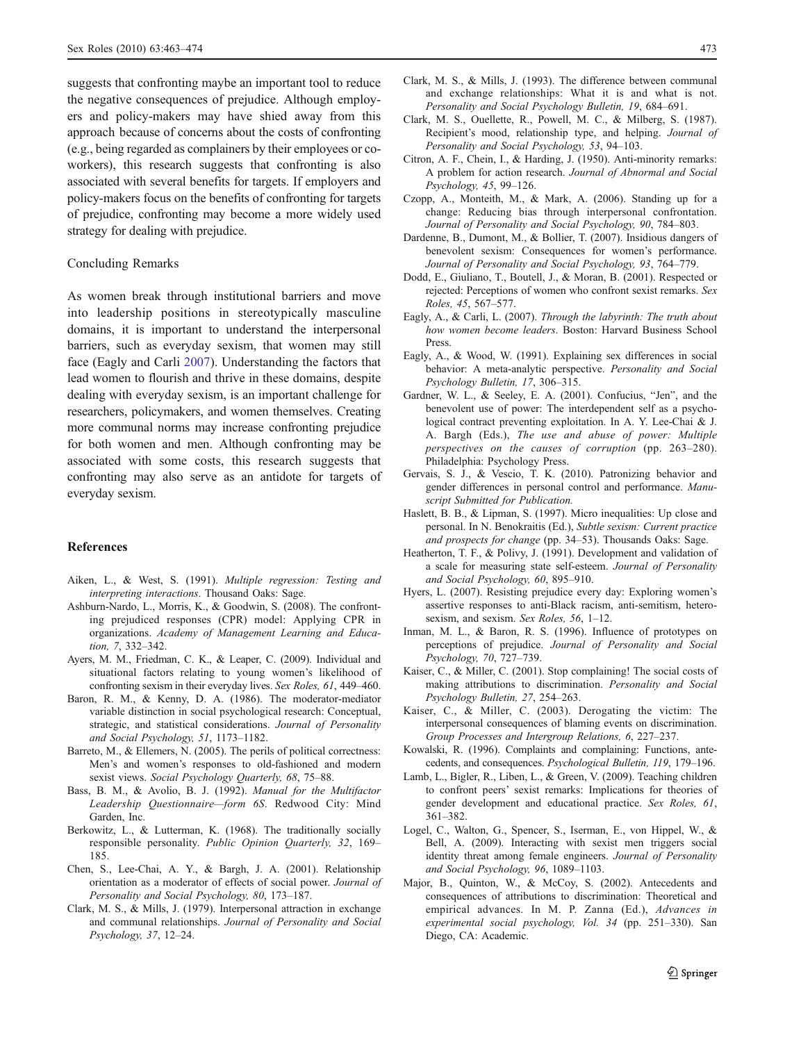suggests that confronting maybe an important tool to reduce the negative consequences of prejudice. Although employers and policy-makers may have shied away from this approach because of concerns about the costs of confronting (e.g., being regarded as complainers by their employees or co-workers), this research suggests that confronting is also associated with several benefits for targets. If employers and policy-makers focus on the benefits of confronting for targets of prejudice, confronting may become a more widely used strategy for dealing with prejudice.

### Concluding Remarks

As women break through institutional barriers and move into leadership positions in stereotypically masculine domains, it is important to understand the interpersonal barriers, such as everyday sexism, that women may still face (Eagly and Carli 2007). Understanding the factors that lead women to flourish and thrive in these domains, despite dealing with everyday sexism, is an important challenge for researchers, policymakers, and women themselves. Creating more communal norms may increase confronting prejudice for both women and men. Although confronting may be associated with some costs, this research suggests that confronting may also serve as an antidote for targets of everyday sexism.

## References

Aiken, L., & West, S. (1991). *Multiple regression: Testing and interpreting interactions*. Thousand Oaks: Sage.

Ashburn-Nardo, L., Morris, K., & Goodwin, S. (2008). The confronting prejudiced responses (CPR) model: Applying CPR in organizations. *Academy of Management Learning and Education, 7*, 332–342.

Ayers, M. M., Friedman, C. K., & Leaper, C. (2009). Individual and situational factors relating to young women's likelihood of confronting sexism in their everyday lives. *Sex Roles, 61*, 449–460.

Baron, R. M., & Kenny, D. A. (1986). The moderator-mediator variable distinction in social psychological research: Conceptual, strategic, and statistical considerations. *Journal of Personality and Social Psychology, 51*, 1173–1182.

Barreto, M., & Ellemers, N. (2005). The perils of political correctness: Men's and women's responses to old-fashioned and modern sexist views. *Social Psychology Quarterly, 68*, 75–88.

Bass, B. M., & Avolio, B. J. (1992). *Manual for the Multifactor Leadership Questionnaire—form 6S*. Redwood City: Mind Garden, Inc.

Berkowitz, L., & Lutterman, K. (1968). The traditionally socially responsible personality. *Public Opinion Quarterly, 32*, 169–185.

Chen, S., Lee-Chai, A. Y., & Bargh, J. A. (2001). Relationship orientation as a moderator of effects of social power. *Journal of Personality and Social Psychology, 80*, 173–187.

Clark, M. S., & Mills, J. (1979). Interpersonal attraction in exchange and communal relationships. *Journal of Personality and Social Psychology, 37*, 12–24.

Clark, M. S., & Mills, J. (1993). The difference between communal and exchange relationships: What it is and what is not. *Personality and Social Psychology Bulletin, 19*, 684–691.

Clark, M. S., Ouellette, R., Powell, M. C., & Milberg, S. (1987). Recipient's mood, relationship type, and helping. *Journal of Personality and Social Psychology, 53*, 94–103.

Citron, A. F., Chein, I., & Harding, J. (1950). Anti-minority remarks: A problem for action research. *Journal of Abnormal and Social Psychology, 45*, 99–126.

Czopp, A., Monteith, M., & Mark, A. (2006). Standing up for a change: Reducing bias through interpersonal confrontation. *Journal of Personality and Social Psychology, 90*, 784–803.

Dardenne, B., Dumont, M., & Bollier, T. (2007). Insidious dangers of benevolent sexism: Consequences for women's performance. *Journal of Personality and Social Psychology, 93*, 764–779.

Dodd, E., Giuliano, T., Boutell, J., & Moran, B. (2001). Respected or rejected: Perceptions of women who confront sexist remarks. *Sex Roles, 45*, 567–577.

Eagly, A., & Carli, L. (2007). *Through the labyrinth: The truth about how women become leaders*. Boston: Harvard Business School Press.

Eagly, A., & Wood, W. (1991). Explaining sex differences in social behavior: A meta-analytic perspective. *Personality and Social Psychology Bulletin, 17*, 306–315.

Gardner, W. L., & Seeley, E. A. (2001). Confucius, "Jen", and the benevolent use of power: The interdependent self as a psychological contract preventing exploitation. In A. Y. Lee-Chai & J. A. Bargh (Eds.), *The use and abuse of power: Multiple perspectives on the causes of corruption* (pp. 263–280). Philadelphia: Psychology Press.

Gervais, S. J., & Vescio, T. K. (2010). Patronizing behavior and gender differences in personal control and performance. *Manuscript Submitted for Publication.*

Haslett, B. B., & Lipman, S. (1997). Micro inequalities: Up close and personal. In N. Benokraitis (Ed.), *Subtle sexism: Current practice and prospects for change* (pp. 34–53). Thousands Oaks: Sage.

Heatherton, T. F., & Polivy, J. (1991). Development and validation of a scale for measuring state self-esteem. *Journal of Personality and Social Psychology, 60*, 895–910.

Hyers, L. (2007). Resisting prejudice every day: Exploring women's assertive responses to anti-Black racism, anti-semitism, heterosexism, and sexism. *Sex Roles, 56*, 1–12.

Inman, M. L., & Baron, R. S. (1996). Influence of prototypes on perceptions of prejudice. *Journal of Personality and Social Psychology, 70*, 727–739.

Kaiser, C., & Miller, C. (2001). Stop complaining! The social costs of making attributions to discrimination. *Personality and Social Psychology Bulletin, 27*, 254–263.

Kaiser, C., & Miller, C. (2003). Derogating the victim: The interpersonal consequences of blaming events on discrimination. *Group Processes and Intergroup Relations, 6*, 227–237.

Kowalski, R. (1996). Complaints and complaining: Functions, antecedents, and consequences. *Psychological Bulletin, 119*, 179–196.

Lamb, L., Bigler, R., Liben, L., & Green, V. (2009). Teaching children to confront peers' sexist remarks: Implications for theories of gender development and educational practice. *Sex Roles, 61*, 361–382.

Logel, C., Walton, G., Spencer, S., Iserman, E., von Hippel, W., & Bell, A. (2009). Interacting with sexist men triggers social identity threat among female engineers. *Journal of Personality and Social Psychology, 96*, 1089–1103.

Major, B., Quinton, W., & McCoy, S. (2002). Antecedents and consequences of attributions to discrimination: Theoretical and empirical advances. In M. P. Zanna (Ed.), *Advances in experimental social psychology, Vol. 34* (pp. 251–330). San Diego, CA: Academic.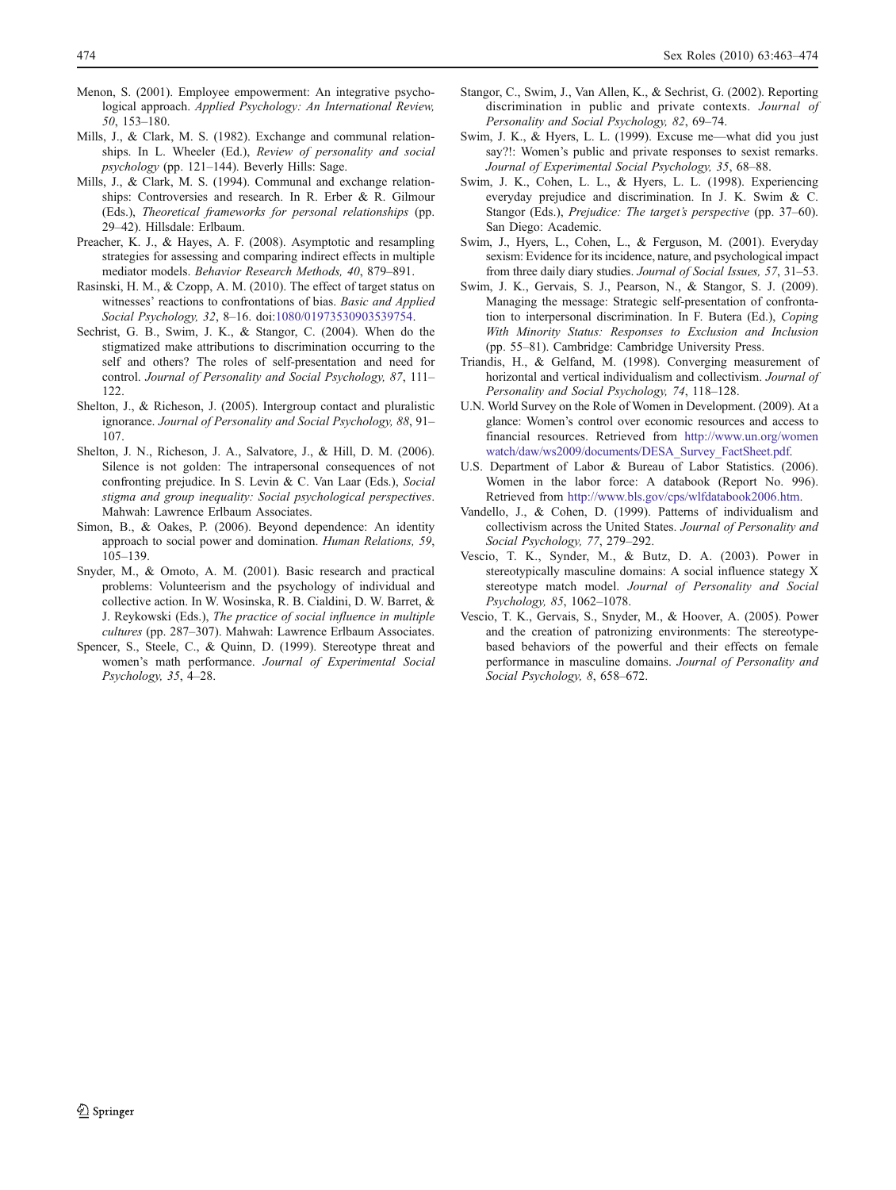Menon, S. (2001). Employee empowerment: An integrative psychological approach. *Applied Psychology: An International Review, 50*, 153–180.

Mills, J., & Clark, M. S. (1982). Exchange and communal relationships. In L. Wheeler (Ed.), *Review of personality and social psychology* (pp. 121–144). Beverly Hills: Sage.

Mills, J., & Clark, M. S. (1994). Communal and exchange relationships: Controversies and research. In R. Erber & R. Gilmour (Eds.), *Theoretical frameworks for personal relationships* (pp. 29–42). Hillsdale: Erlbaum.

Preacher, K. J., & Hayes, A. F. (2008). Asymptotic and resampling strategies for assessing and comparing indirect effects in multiple mediator models. *Behavior Research Methods, 40*, 879–891.

Rasinski, H. M., & Czopp, A. M. (2010). The effect of target status on witnesses' reactions to confrontations of bias. *Basic and Applied Social Psychology, 32*, 8–16. doi:1080/01973530903539754.

Sechrist, G. B., Swim, J. K., & Stangor, C. (2004). When do the stigmatized make attributions to discrimination occurring to the self and others? The roles of self-presentation and need for control. *Journal of Personality and Social Psychology, 87*, 111–122.

Shelton, J., & Richeson, J. (2005). Intergroup contact and pluralistic ignorance. *Journal of Personality and Social Psychology, 88*, 91–107.

Shelton, J. N., Richeson, J. A., Salvatore, J., & Hill, D. M. (2006). Silence is not golden: The intrapersonal consequences of not confronting prejudice. In S. Levin & C. Van Laar (Eds.), *Social stigma and group inequality: Social psychological perspectives*. Mahwah: Lawrence Erlbaum Associates.

Simon, B., & Oakes, P. (2006). Beyond dependence: An identity approach to social power and domination. *Human Relations, 59*, 105–139.

Snyder, M., & Omoto, A. M. (2001). Basic research and practical problems: Volunteerism and the psychology of individual and collective action. In W. Wosinska, R. B. Cialdini, D. W. Barret, & J. Reykowski (Eds.), *The practice of social influence in multiple cultures* (pp. 287–307). Mahwah: Lawrence Erlbaum Associates.

Spencer, S., Steele, C., & Quinn, D. (1999). Stereotype threat and women's math performance. *Journal of Experimental Social Psychology, 35*, 4–28.

Stangor, C., Swim, J., Van Allen, K., & Sechrist, G. (2002). Reporting discrimination in public and private contexts. *Journal of Personality and Social Psychology, 82*, 69–74.

Swim, J. K., & Hyers, L. L. (1999). Excuse me—what did you just say?!: Women's public and private responses to sexist remarks. *Journal of Experimental Social Psychology, 35*, 68–88.

Swim, J. K., Cohen, L. L., & Hyers, L. L. (1998). Experiencing everyday prejudice and discrimination. In J. K. Swim & C. Stangor (Eds.), *Prejudice: The target's perspective* (pp. 37–60). San Diego: Academic.

Swim, J., Hyers, L., Cohen, L., & Ferguson, M. (2001). Everyday sexism: Evidence for its incidence, nature, and psychological impact from three daily diary studies. *Journal of Social Issues, 57*, 31–53.

Swim, J. K., Gervais, S. J., Pearson, N., & Stangor, S. J. (2009). Managing the message: Strategic self-presentation of confrontation to interpersonal discrimination. In F. Butera (Ed.), *Coping With Minority Status: Responses to Exclusion and Inclusion* (pp. 55–81). Cambridge: Cambridge University Press.

Triandis, H., & Gelfand, M. (1998). Converging measurement of horizontal and vertical individualism and collectivism. *Journal of Personality and Social Psychology, 74*, 118–128.

U.N. World Survey on the Role of Women in Development. (2009). At a glance: Women's control over economic resources and access to financial resources. Retrieved from http://www.un.org/womenwatch/daw/ws2009/documents/DESA_Survey_FactSheet.pdf.

U.S. Department of Labor & Bureau of Labor Statistics. (2006). Women in the labor force: A databook (Report No. 996). Retrieved from http://www.bls.gov/cps/wlfdatabook2006.htm.

Vandello, J., & Cohen, D. (1999). Patterns of individualism and collectivism across the United States. *Journal of Personality and Social Psychology, 77*, 279–292.

Vescio, T. K., Synder, M., & Butz, D. A. (2003). Power in stereotypically masculine domains: A social influence stategy X stereotype match model. *Journal of Personality and Social Psychology, 85*, 1062–1078.

Vescio, T. K., Gervais, S., Snyder, M., & Hoover, A. (2005). Power and the creation of patronizing environments: The stereotype-based behaviors of the powerful and their effects on female performance in masculine domains. *Journal of Personality and Social Psychology, 8*, 658–672.